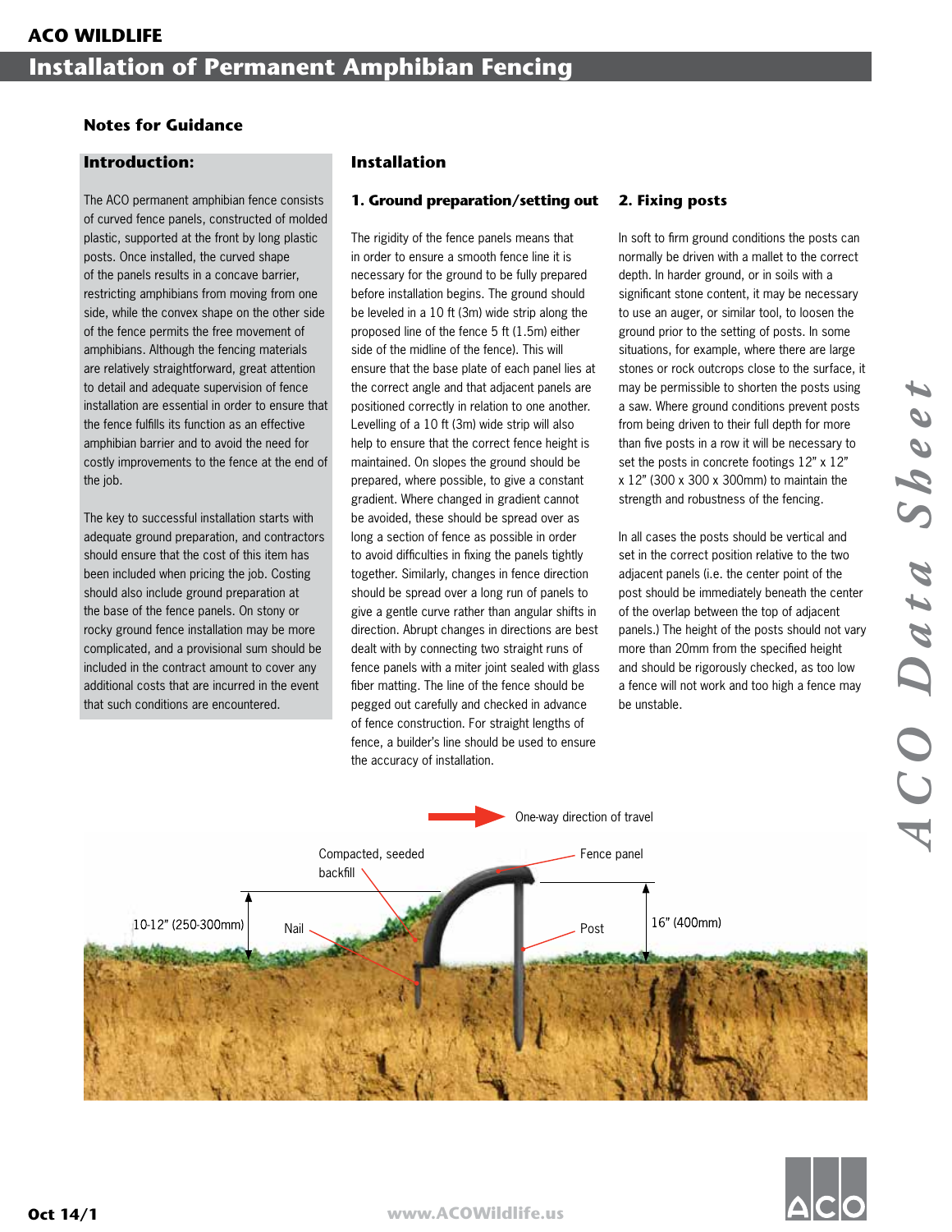# ACO WILDLIFE

## Installation of Permanent Amphibian Fencing

### Notes for Guidance

### Introduction:

The ACO permanent amphibian fence consists of curved fence panels, constructed of molded plastic, supported at the front by long plastic posts. Once installed, the curved shape of the panels results in a concave barrier, restricting amphibians from moving from one side, while the convex shape on the other side of the fence permits the free movement of amphibians. Although the fencing materials are relatively straightforward, great attention to detail and adequate supervision of fence installation are essential in order to ensure that the fence fulfills its function as an effective amphibian barrier and to avoid the need for costly improvements to the fence at the end of the job.

The key to successful installation starts with adequate ground preparation, and contractors should ensure that the cost of this item has been included when pricing the job. Costing should also include ground preparation at the base of the fence panels. On stony or rocky ground fence installation may be more complicated, and a provisional sum should be included in the contract amount to cover any additional costs that are incurred in the event that such conditions are encountered.

### Installation

#### 1. Ground preparation/setting out

The rigidity of the fence panels means that in order to ensure a smooth fence line it is necessary for the ground to be fully prepared before installation begins. The ground should be leveled in a 10 ft (3m) wide strip along the proposed line of the fence 5 ft (1.5m) either side of the midline of the fence). This will ensure that the base plate of each panel lies at the correct angle and that adjacent panels are positioned correctly in relation to one another. Levelling of a 10 ft (3m) wide strip will also help to ensure that the correct fence height is maintained. On slopes the ground should be prepared, where possible, to give a constant gradient. Where changed in gradient cannot be avoided, these should be spread over as long a section of fence as possible in order to avoid difficulties in fixing the panels tightly together. Similarly, changes in fence direction should be spread over a long run of panels to give a gentle curve rather than angular shifts in direction. Abrupt changes in directions are best dealt with by connecting two straight runs of fence panels with a miter joint sealed with glass fiber matting. The line of the fence should be pegged out carefully and checked in advance of fence construction. For straight lengths of fence, a builder's line should be used to ensure the accuracy of installation.

#### 2. Fixing posts

In soft to firm ground conditions the posts can normally be driven with a mallet to the correct depth. In harder ground, or in soils with a significant stone content, it may be necessary to use an auger, or similar tool, to loosen the ground prior to the setting of posts. In some situations, for example, where there are large stones or rock outcrops close to the surface, it may be permissible to shorten the posts using a saw. Where ground conditions prevent posts from being driven to their full depth for more than five posts in a row it will be necessary to set the posts in concrete footings 12" x 12" x 12" (300 x 300 x 300mm) to maintain the strength and robustness of the fencing.

In all cases the posts should be vertical and set in the correct position relative to the two adjacent panels (i.e. the center point of the post should be immediately beneath the center of the overlap between the top of adjacent panels.) The height of the posts should not vary more than 20mm from the specified height and should be rigorously checked, as too low a fence will not work and too high a fence may be unstable.

One-way direction of travel

Compacted, seeded backfill

Fence panel

10-12" (250-300mm)

Nail

Post

16" (400mm)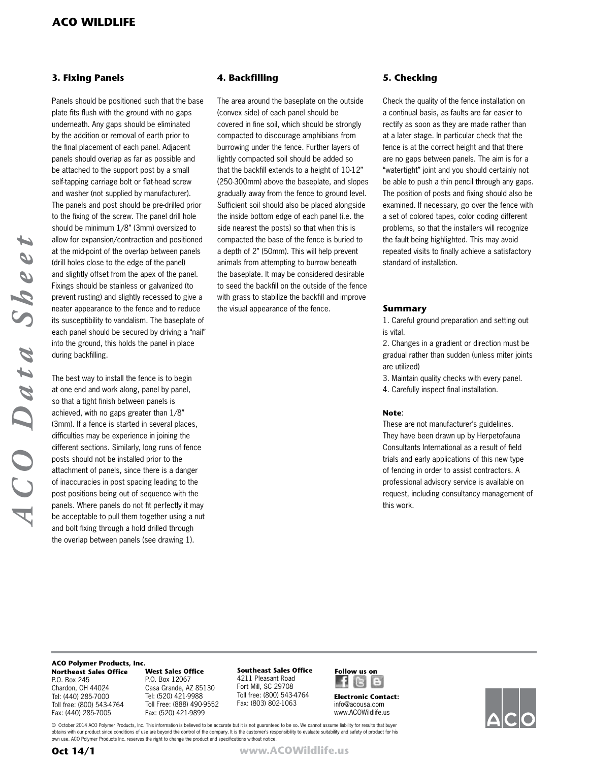## 3. Fixing Panels

Panels should be positioned such that the base plate fits flush with the ground with no gaps underneath. Any gaps should be eliminated by the addition or removal of earth prior to the final placement of each panel. Adjacent panels should overlap as far as possible and be attached to the support post by a small self-tapping carriage bolt or flat-head screw and washer (not supplied by manufacturer). The panels and post should be pre-drilled prior to the fixing of the screw. The panel drill hole should be minimum 1/8" (3mm) oversized to allow for expansion/contraction and positioned at the mid-point of the overlap between panels (drill holes close to the edge of the panel) and slightly offset from the apex of the panel. Fixings should be stainless or galvanized (to prevent rusting) and slightly recessed to give a neater appearance to the fence and to reduce its susceptibility to vandalism. The baseplate of each panel should be secured by driving a "nail" into the ground, this holds the panel in place during backfilling.

The best way to install the fence is to begin at one end and work along, panel by panel, so that a tight finish between panels is achieved, with no gaps greater than 1/8" (3mm). If a fence is started in several places, difficulties may be experience in joining the different sections. Similarly, long runs of fence posts should not be installed prior to the attachment of panels, since there is a danger of inaccuracies in post spacing leading to the post positions being out of sequence with the panels. Where panels do not fit perfectly it may be acceptable to pull them together using a nut and bolt fixing through a hold drilled through the overlap between panels (see drawing 1).

## 4. Backfilling

The area around the baseplate on the outside (convex side) of each panel should be covered in fine soil, which should be strongly compacted to discourage amphibians from burrowing under the fence. Further layers of lightly compacted soil should be added so that the backfill extends to a height of 10-12" (250-300mm) above the baseplate, and slopes gradually away from the fence to ground level. Sufficient soil should also be placed alongside the inside bottom edge of each panel (i.e. the side nearest the posts) so that when this is compacted the base of the fence is buried to a depth of 2" (50mm). This will help prevent animals from attempting to burrow beneath the baseplate. It may be considered desirable to seed the backfill on the outside of the fence with grass to stabilize the backfill and improve the visual appearance of the fence.

## 5. Checking

Check the quality of the fence installation on a continual basis, as faults are far easier to rectify as soon as they are made rather than at a later stage. In particular check that the fence is at the correct height and that there are no gaps between panels. The aim is for a "watertight" joint and you should certainly not be able to push a thin pencil through any gaps. The position of posts and fixing should also be examined. If necessary, go over the fence with a set of colored tapes, color coding different problems, so that the installers will recognize the fault being highlighted. This may avoid repeated visits to finally achieve a satisfactory standard of installation.

## Summary

1. Careful ground preparation and setting out is vital.
2. Changes in a gradient or direction must be gradual rather than sudden (unless miter joints are utilized)
3. Maintain quality checks with every panel.
4. Carefully inspect final installation.

**Note**:
These are not manufacturer's guidelines. They have been drawn up by Herpetofauna Consultants International as a result of field trials and early applications of this new type of fencing in order to assist contractors. A professional advisory service is available on request, including consultancy management of this work.

**ACO Polymer Products, Inc.**

**Northeast Sales Office**
P.O. Box 245
Chardon, OH 44024
Tel: (440) 285-7000
Toll free: (800) 543-4764
Fax: (440) 285-7005

**West Sales Office**
P.O. Box 12067
Casa Grande, AZ 85130
Tel: (520) 421-9988
Toll Free: (888) 490-9552
Fax: (520) 421-9899

**Southeast Sales Office**
4211 Pleasant Road
Fort Mill, SC 29708
Toll free: (800) 543-4764
Fax: (803) 802-1063

**Follow us on**

**Electronic Contact:**
info@acousa.com
www.ACOWildlife.us

© October 2014 ACO Polymer Products, Inc. This information is believed to be accurate but it is not guaranteed to be so. We cannot assume liability for results that buyer obtains with our product since conditions of use are beyond the control of the company. It is the customer's responsibility to evaluate suitability and safety of product for his own use. ACO Polymer Products Inc. reserves the right to change the product and specifications without notice.

Oct 14/1